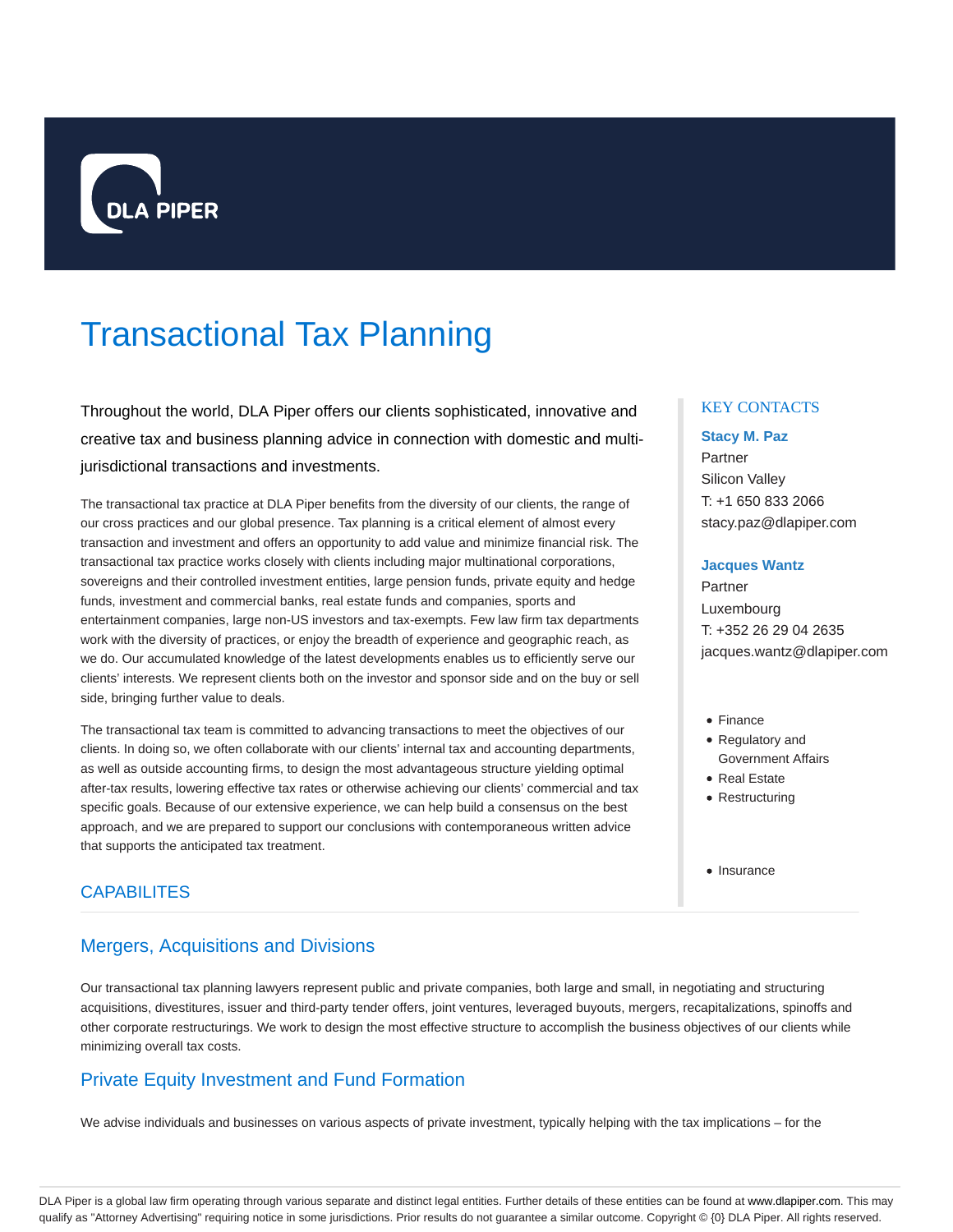# Transactional Tax Planning

Throughout the world, DLA Piper offers our clients sophisticated, innovative and creative tax and business planning advice in connection with domestic and multi-jurisdictional transactions and investments.

The transactional tax practice at DLA Piper benefits from the diversity of our clients, the range of our cross practices and our global presence. Tax planning is a critical element of almost every transaction and investment and offers an opportunity to add value and minimize financial risk. The transactional tax practice works closely with clients including major multinational corporations, sovereigns and their controlled investment entities, large pension funds, private equity and hedge funds, investment and commercial banks, real estate funds and companies, sports and entertainment companies, large non-US investors and tax-exempts. Few law firm tax departments work with the diversity of practices, or enjoy the breadth of experience and geographic reach, as we do. Our accumulated knowledge of the latest developments enables us to efficiently serve our clients' interests. We represent clients both on the investor and sponsor side and on the buy or sell side, bringing further value to deals.

The transactional tax team is committed to advancing transactions to meet the objectives of our clients. In doing so, we often collaborate with our clients' internal tax and accounting departments, as well as outside accounting firms, to design the most advantageous structure yielding optimal after-tax results, lowering effective tax rates or otherwise achieving our clients' commercial and tax specific goals. Because of our extensive experience, we can help build a consensus on the best approach, and we are prepared to support our conclusions with contemporaneous written advice that supports the anticipated tax treatment.

KEY CONTACTS

**Stacy M. Paz**
Partner
Silicon Valley
T: +1 650 833 2066
stacy.paz@dlapiper.com

**Jacques Wantz**
Partner
Luxembourg
T: +352 26 29 04 2635
jacques.wantz@dlapiper.com

- Finance
- Regulatory and Government Affairs
- Real Estate
- Restructuring
- Insurance

## CAPABILITES

### Mergers, Acquisitions and Divisions

Our transactional tax planning lawyers represent public and private companies, both large and small, in negotiating and structuring acquisitions, divestitures, issuer and third-party tender offers, joint ventures, leveraged buyouts, mergers, recapitalizations, spinoffs and other corporate restructurings. We work to design the most effective structure to accomplish the business objectives of our clients while minimizing overall tax costs.

### Private Equity Investment and Fund Formation

We advise individuals and businesses on various aspects of private investment, typically helping with the tax implications – for the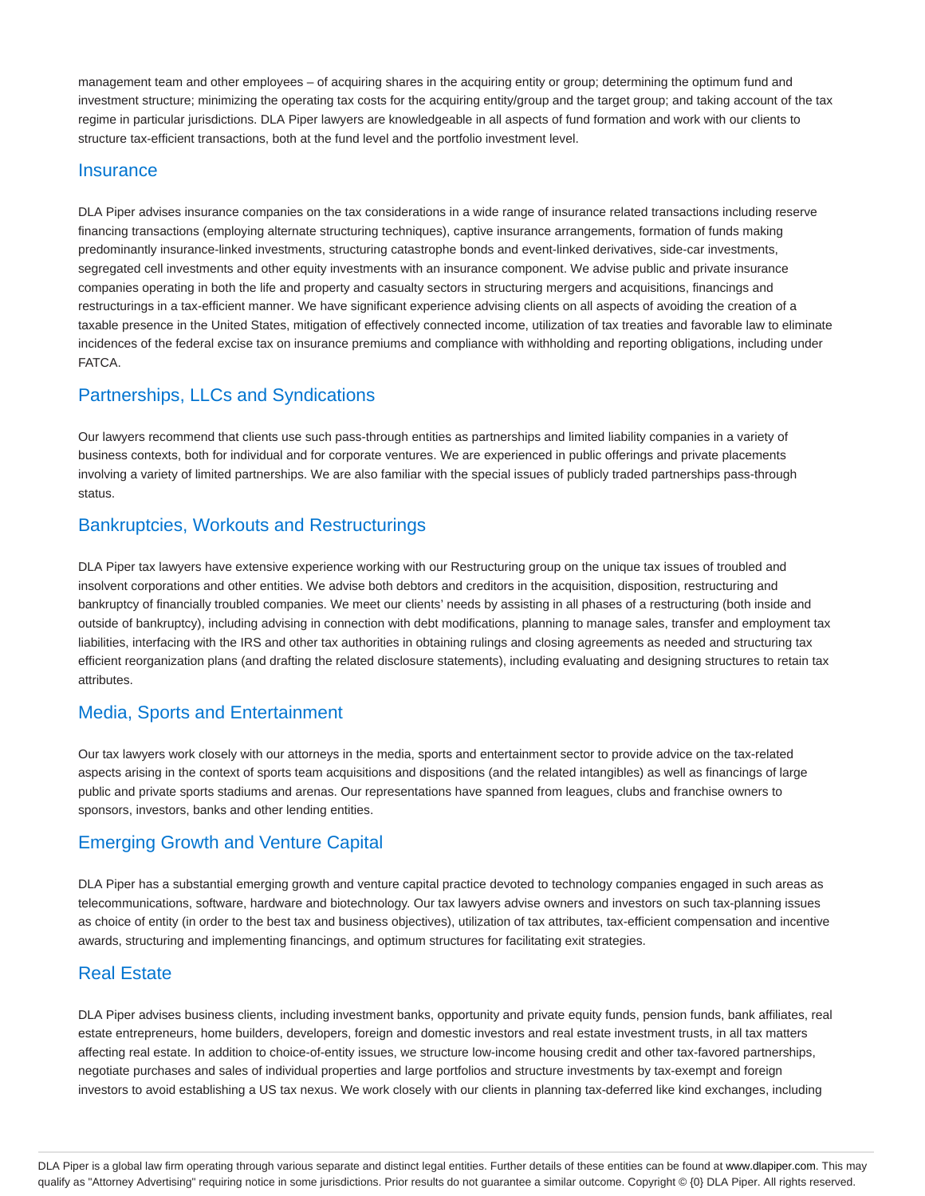management team and other employees – of acquiring shares in the acquiring entity or group; determining the optimum fund and investment structure; minimizing the operating tax costs for the acquiring entity/group and the target group; and taking account of the tax regime in particular jurisdictions. DLA Piper lawyers are knowledgeable in all aspects of fund formation and work with our clients to structure tax-efficient transactions, both at the fund level and the portfolio investment level.

## Insurance

DLA Piper advises insurance companies on the tax considerations in a wide range of insurance related transactions including reserve financing transactions (employing alternate structuring techniques), captive insurance arrangements, formation of funds making predominantly insurance-linked investments, structuring catastrophe bonds and event-linked derivatives, side-car investments, segregated cell investments and other equity investments with an insurance component. We advise public and private insurance companies operating in both the life and property and casualty sectors in structuring mergers and acquisitions, financings and restructurings in a tax-efficient manner. We have significant experience advising clients on all aspects of avoiding the creation of a taxable presence in the United States, mitigation of effectively connected income, utilization of tax treaties and favorable law to eliminate incidences of the federal excise tax on insurance premiums and compliance with withholding and reporting obligations, including under FATCA.

## Partnerships, LLCs and Syndications

Our lawyers recommend that clients use such pass-through entities as partnerships and limited liability companies in a variety of business contexts, both for individual and for corporate ventures. We are experienced in public offerings and private placements involving a variety of limited partnerships. We are also familiar with the special issues of publicly traded partnerships pass-through status.

## Bankruptcies, Workouts and Restructurings

DLA Piper tax lawyers have extensive experience working with our Restructuring group on the unique tax issues of troubled and insolvent corporations and other entities. We advise both debtors and creditors in the acquisition, disposition, restructuring and bankruptcy of financially troubled companies. We meet our clients' needs by assisting in all phases of a restructuring (both inside and outside of bankruptcy), including advising in connection with debt modifications, planning to manage sales, transfer and employment tax liabilities, interfacing with the IRS and other tax authorities in obtaining rulings and closing agreements as needed and structuring tax efficient reorganization plans (and drafting the related disclosure statements), including evaluating and designing structures to retain tax attributes.

## Media, Sports and Entertainment

Our tax lawyers work closely with our attorneys in the media, sports and entertainment sector to provide advice on the tax-related aspects arising in the context of sports team acquisitions and dispositions (and the related intangibles) as well as financings of large public and private sports stadiums and arenas. Our representations have spanned from leagues, clubs and franchise owners to sponsors, investors, banks and other lending entities.

## Emerging Growth and Venture Capital

DLA Piper has a substantial emerging growth and venture capital practice devoted to technology companies engaged in such areas as telecommunications, software, hardware and biotechnology. Our tax lawyers advise owners and investors on such tax-planning issues as choice of entity (in order to the best tax and business objectives), utilization of tax attributes, tax-efficient compensation and incentive awards, structuring and implementing financings, and optimum structures for facilitating exit strategies.

## Real Estate

DLA Piper advises business clients, including investment banks, opportunity and private equity funds, pension funds, bank affiliates, real estate entrepreneurs, home builders, developers, foreign and domestic investors and real estate investment trusts, in all tax matters affecting real estate. In addition to choice-of-entity issues, we structure low-income housing credit and other tax-favored partnerships, negotiate purchases and sales of individual properties and large portfolios and structure investments by tax-exempt and foreign investors to avoid establishing a US tax nexus. We work closely with our clients in planning tax-deferred like kind exchanges, including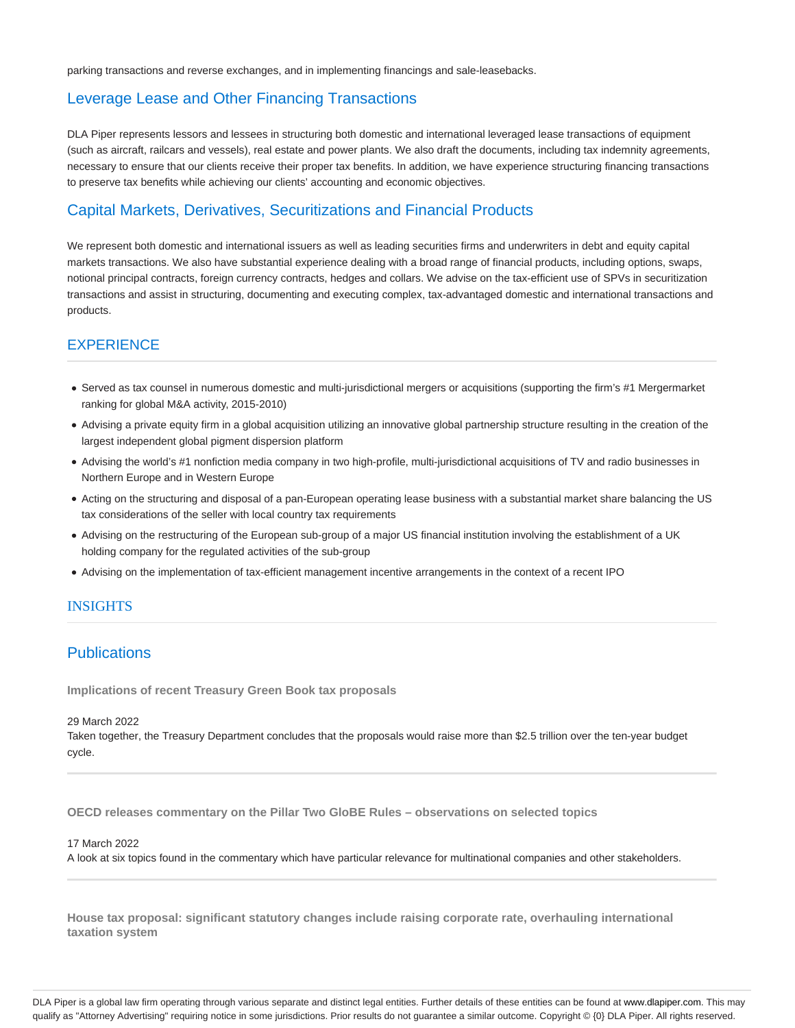parking transactions and reverse exchanges, and in implementing financings and sale-leasebacks.

## Leverage Lease and Other Financing Transactions

DLA Piper represents lessors and lessees in structuring both domestic and international leveraged lease transactions of equipment (such as aircraft, railcars and vessels), real estate and power plants. We also draft the documents, including tax indemnity agreements, necessary to ensure that our clients receive their proper tax benefits. In addition, we have experience structuring financing transactions to preserve tax benefits while achieving our clients' accounting and economic objectives.

## Capital Markets, Derivatives, Securitizations and Financial Products

We represent both domestic and international issuers as well as leading securities firms and underwriters in debt and equity capital markets transactions. We also have substantial experience dealing with a broad range of financial products, including options, swaps, notional principal contracts, foreign currency contracts, hedges and collars. We advise on the tax-efficient use of SPVs in securitization transactions and assist in structuring, documenting and executing complex, tax-advantaged domestic and international transactions and products.

## EXPERIENCE

- Served as tax counsel in numerous domestic and multi-jurisdictional mergers or acquisitions (supporting the firm's #1 Mergermarket ranking for global M&A activity, 2015-2010)
- Advising a private equity firm in a global acquisition utilizing an innovative global partnership structure resulting in the creation of the largest independent global pigment dispersion platform
- Advising the world's #1 nonfiction media company in two high-profile, multi-jurisdictional acquisitions of TV and radio businesses in Northern Europe and in Western Europe
- Acting on the structuring and disposal of a pan-European operating lease business with a substantial market share balancing the US tax considerations of the seller with local country tax requirements
- Advising on the restructuring of the European sub-group of a major US financial institution involving the establishment of a UK holding company for the regulated activities of the sub-group
- Advising on the implementation of tax-efficient management incentive arrangements in the context of a recent IPO

## INSIGHTS

## Publications

**Implications of recent Treasury Green Book tax proposals**

29 March 2022
Taken together, the Treasury Department concludes that the proposals would raise more than $2.5 trillion over the ten-year budget cycle.

**OECD releases commentary on the Pillar Two GloBE Rules – observations on selected topics**

17 March 2022
A look at six topics found in the commentary which have particular relevance for multinational companies and other stakeholders.

**House tax proposal: significant statutory changes include raising corporate rate, overhauling international taxation system**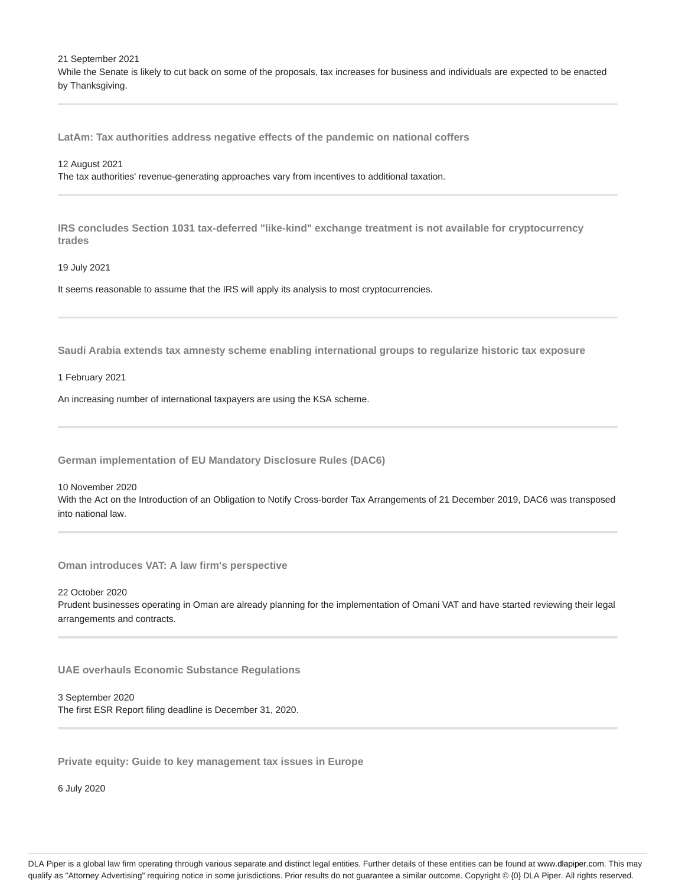21 September 2021
While the Senate is likely to cut back on some of the proposals, tax increases for business and individuals are expected to be enacted by Thanksgiving.

---

### LatAm: Tax authorities address negative effects of the pandemic on national coffers

12 August 2021
The tax authorities' revenue-generating approaches vary from incentives to additional taxation.

---

### IRS concludes Section 1031 tax-deferred "like-kind" exchange treatment is not available for cryptocurrency trades

19 July 2021

It seems reasonable to assume that the IRS will apply its analysis to most cryptocurrencies.

---

### Saudi Arabia extends tax amnesty scheme enabling international groups to regularize historic tax exposure

1 February 2021

An increasing number of international taxpayers are using the KSA scheme.

---

### German implementation of EU Mandatory Disclosure Rules (DAC6)

10 November 2020
With the Act on the Introduction of an Obligation to Notify Cross-border Tax Arrangements of 21 December 2019, DAC6 was transposed into national law.

---

### Oman introduces VAT: A law firm's perspective

22 October 2020
Prudent businesses operating in Oman are already planning for the implementation of Omani VAT and have started reviewing their legal arrangements and contracts.

---

### UAE overhauls Economic Substance Regulations

3 September 2020
The first ESR Report filing deadline is December 31, 2020.

---

### Private equity: Guide to key management tax issues in Europe

6 July 2020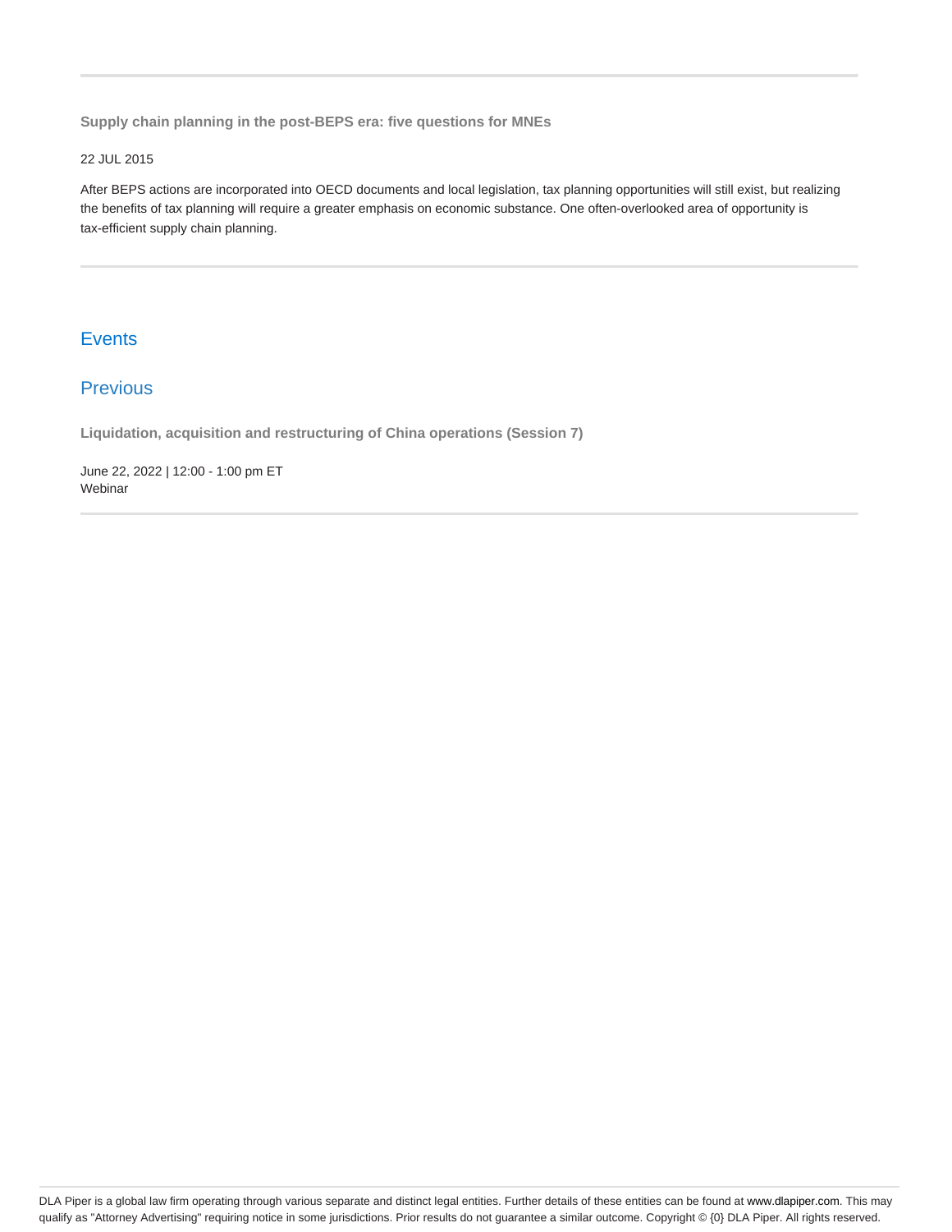**Supply chain planning in the post-BEPS era: five questions for MNEs**

22 JUL 2015

After BEPS actions are incorporated into OECD documents and local legislation, tax planning opportunities will still exist, but realizing the benefits of tax planning will require a greater emphasis on economic substance. One often-overlooked area of opportunity is tax-efficient supply chain planning.

## Events

## Previous

**Liquidation, acquisition and restructuring of China operations (Session 7)**

June 22, 2022 | 12:00 - 1:00 pm ET
Webinar

DLA Piper is a global law firm operating through various separate and distinct legal entities. Further details of these entities can be found at www.dlapiper.com. This may qualify as "Attorney Advertising" requiring notice in some jurisdictions. Prior results do not guarantee a similar outcome. Copyright © {0} DLA Piper. All rights reserved.